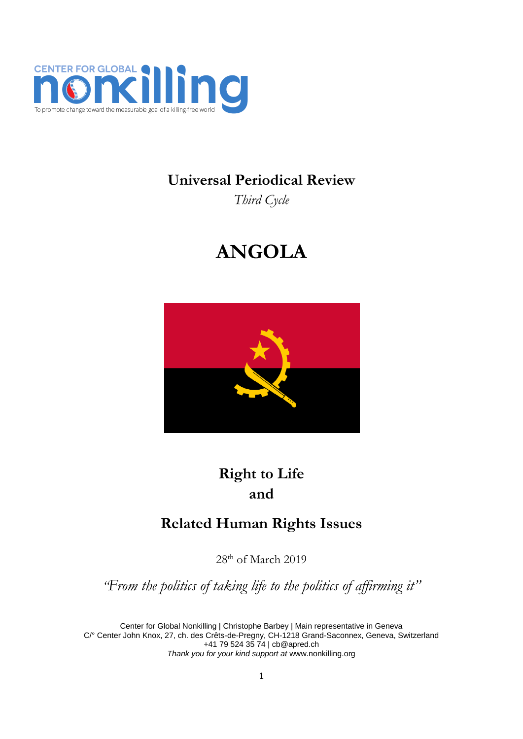CENTER FOR GLOBAL nonkilling

To promote change toward the measurable goal of a killing-free world

# Universal Periodical Review

*Third Cycle*

# ANGOLA

## Right to Life and Related Human Rights Issues

28th of March 2019

*"From the politics of taking life to the politics of affirming it"*

Center for Global Nonkilling | Christophe Barbey | Main representative in Geneva
C/° Center John Knox, 27, ch. des Crêts-de-Pregny, CH-1218 Grand-Saconnex, Geneva, Switzerland
+41 79 524 35 74 | cb@apred.ch
*Thank you for your kind support at* www.nonkilling.org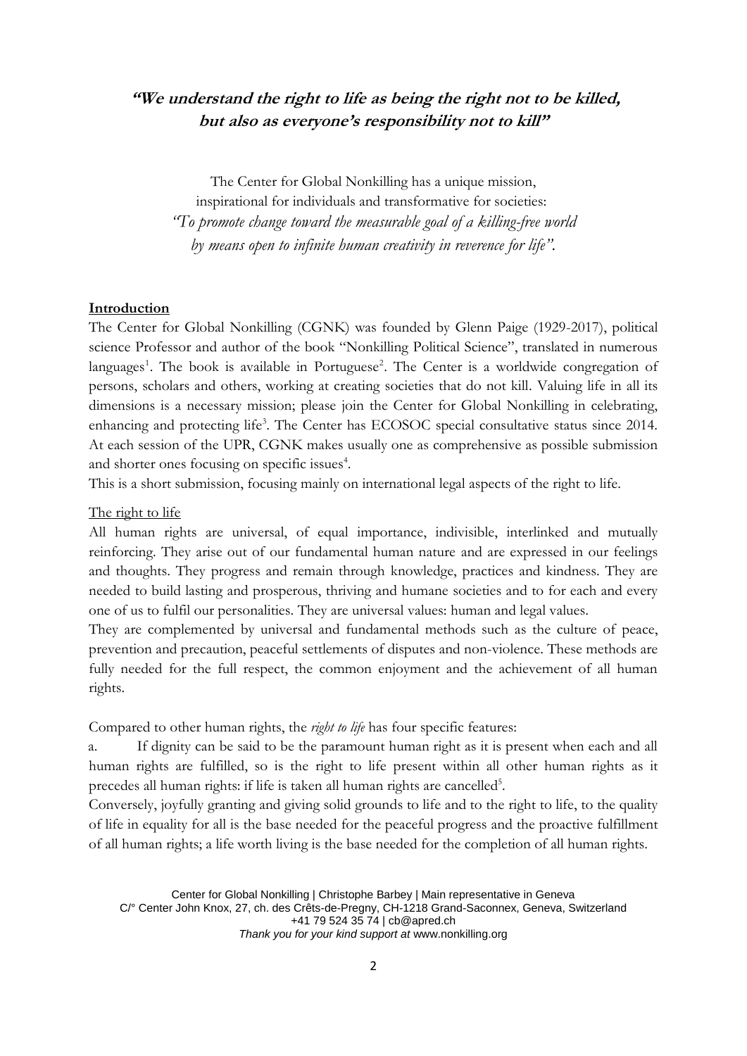***"We understand the right to life as being the right not to be killed, but also as everyone's responsibility not to kill"***

The Center for Global Nonkilling has a unique mission,
inspirational for individuals and transformative for societies:
*"To promote change toward the measurable goal of a killing-free world by means open to infinite human creativity in reverence for life".*

**Introduction**

The Center for Global Nonkilling (CGNK) was founded by Glenn Paige (1929-2017), political science Professor and author of the book "Nonkilling Political Science", translated in numerous languages[1]. The book is available in Portuguese[2]. The Center is a worldwide congregation of persons, scholars and others, working at creating societies that do not kill. Valuing life in all its dimensions is a necessary mission; please join the Center for Global Nonkilling in celebrating, enhancing and protecting life[3]. The Center has ECOSOC special consultative status since 2014. At each session of the UPR, CGNK makes usually one as comprehensive as possible submission and shorter ones focusing on specific issues[4].

This is a short submission, focusing mainly on international legal aspects of the right to life.

The right to life

All human rights are universal, of equal importance, indivisible, interlinked and mutually reinforcing. They arise out of our fundamental human nature and are expressed in our feelings and thoughts. They progress and remain through knowledge, practices and kindness. They are needed to build lasting and prosperous, thriving and humane societies and to for each and every one of us to fulfil our personalities. They are universal values: human and legal values.

They are complemented by universal and fundamental methods such as the culture of peace, prevention and precaution, peaceful settlements of disputes and non-violence. These methods are fully needed for the full respect, the common enjoyment and the achievement of all human rights.

Compared to other human rights, the *right to life* has four specific features:

a. If dignity can be said to be the paramount human right as it is present when each and all human rights are fulfilled, so is the right to life present within all other human rights as it precedes all human rights: if life is taken all human rights are cancelled[5].

Conversely, joyfully granting and giving solid grounds to life and to the right to life, to the quality of life in equality for all is the base needed for the peaceful progress and the proactive fulfillment of all human rights; a life worth living is the base needed for the completion of all human rights.

Center for Global Nonkilling | Christophe Barbey | Main representative in Geneva
C/° Center John Knox, 27, ch. des Crêts-de-Pregny, CH-1218 Grand-Saconnex, Geneva, Switzerland
+41 79 524 35 74 | cb@apred.ch
*Thank you for your kind support at* www.nonkilling.org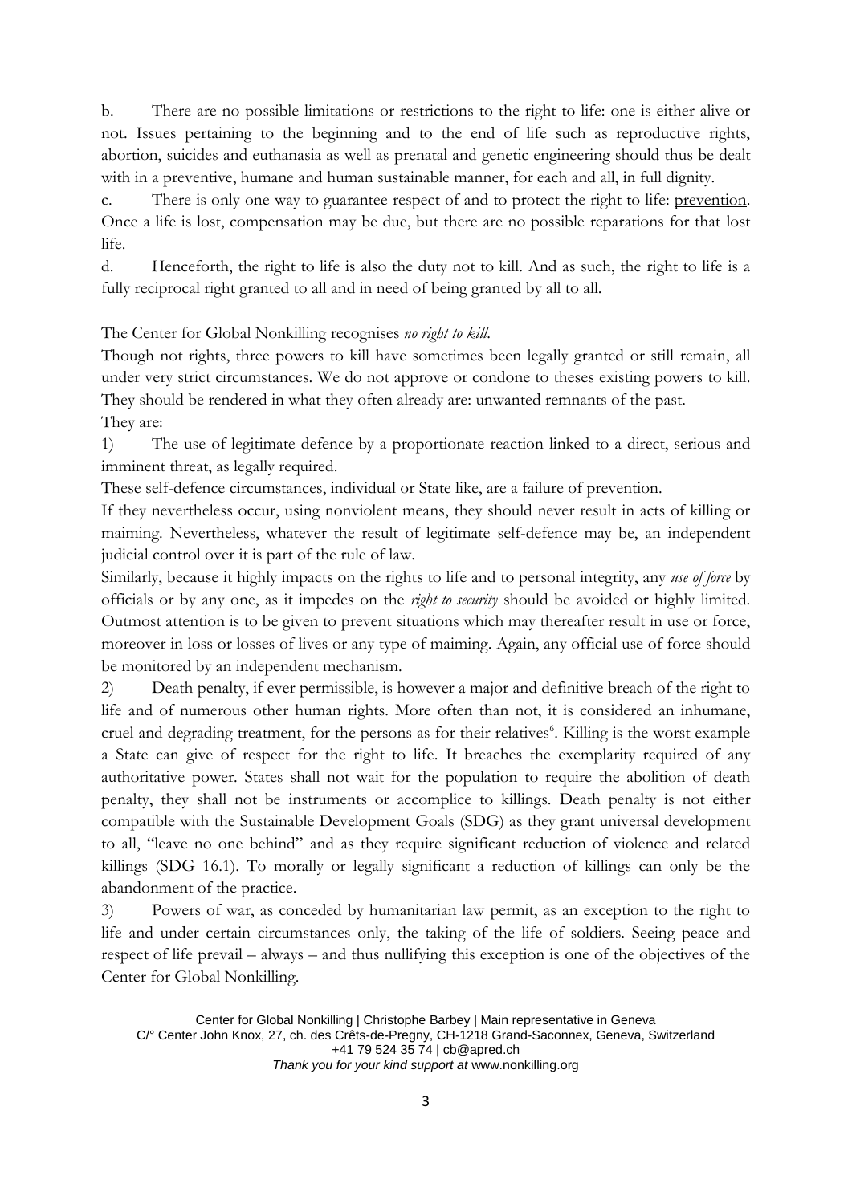b. There are no possible limitations or restrictions to the right to life: one is either alive or not. Issues pertaining to the beginning and to the end of life such as reproductive rights, abortion, suicides and euthanasia as well as prenatal and genetic engineering should thus be dealt with in a preventive, humane and human sustainable manner, for each and all, in full dignity.

c. There is only one way to guarantee respect of and to protect the right to life: prevention. Once a life is lost, compensation may be due, but there are no possible reparations for that lost life.

d. Henceforth, the right to life is also the duty not to kill. And as such, the right to life is a fully reciprocal right granted to all and in need of being granted by all to all.

The Center for Global Nonkilling recognises *no right to kill*.

Though not rights, three powers to kill have sometimes been legally granted or still remain, all under very strict circumstances. We do not approve or condone to theses existing powers to kill. They should be rendered in what they often already are: unwanted remnants of the past.

They are:

1) The use of legitimate defence by a proportionate reaction linked to a direct, serious and imminent threat, as legally required.

These self-defence circumstances, individual or State like, are a failure of prevention.

If they nevertheless occur, using nonviolent means, they should never result in acts of killing or maiming. Nevertheless, whatever the result of legitimate self-defence may be, an independent judicial control over it is part of the rule of law.

Similarly, because it highly impacts on the rights to life and to personal integrity, any *use of force* by officials or by any one, as it impedes on the *right to security* should be avoided or highly limited. Outmost attention is to be given to prevent situations which may thereafter result in use or force, moreover in loss or losses of lives or any type of maiming. Again, any official use of force should be monitored by an independent mechanism.

2) Death penalty, if ever permissible, is however a major and definitive breach of the right to life and of numerous other human rights. More often than not, it is considered an inhumane, cruel and degrading treatment, for the persons as for their relatives[6]. Killing is the worst example a State can give of respect for the right to life. It breaches the exemplarity required of any authoritative power. States shall not wait for the population to require the abolition of death penalty, they shall not be instruments or accomplice to killings. Death penalty is not either compatible with the Sustainable Development Goals (SDG) as they grant universal development to all, "leave no one behind" and as they require significant reduction of violence and related killings (SDG 16.1). To morally or legally significant a reduction of killings can only be the abandonment of the practice.

3) Powers of war, as conceded by humanitarian law permit, as an exception to the right to life and under certain circumstances only, the taking of the life of soldiers. Seeing peace and respect of life prevail – always – and thus nullifying this exception is one of the objectives of the Center for Global Nonkilling.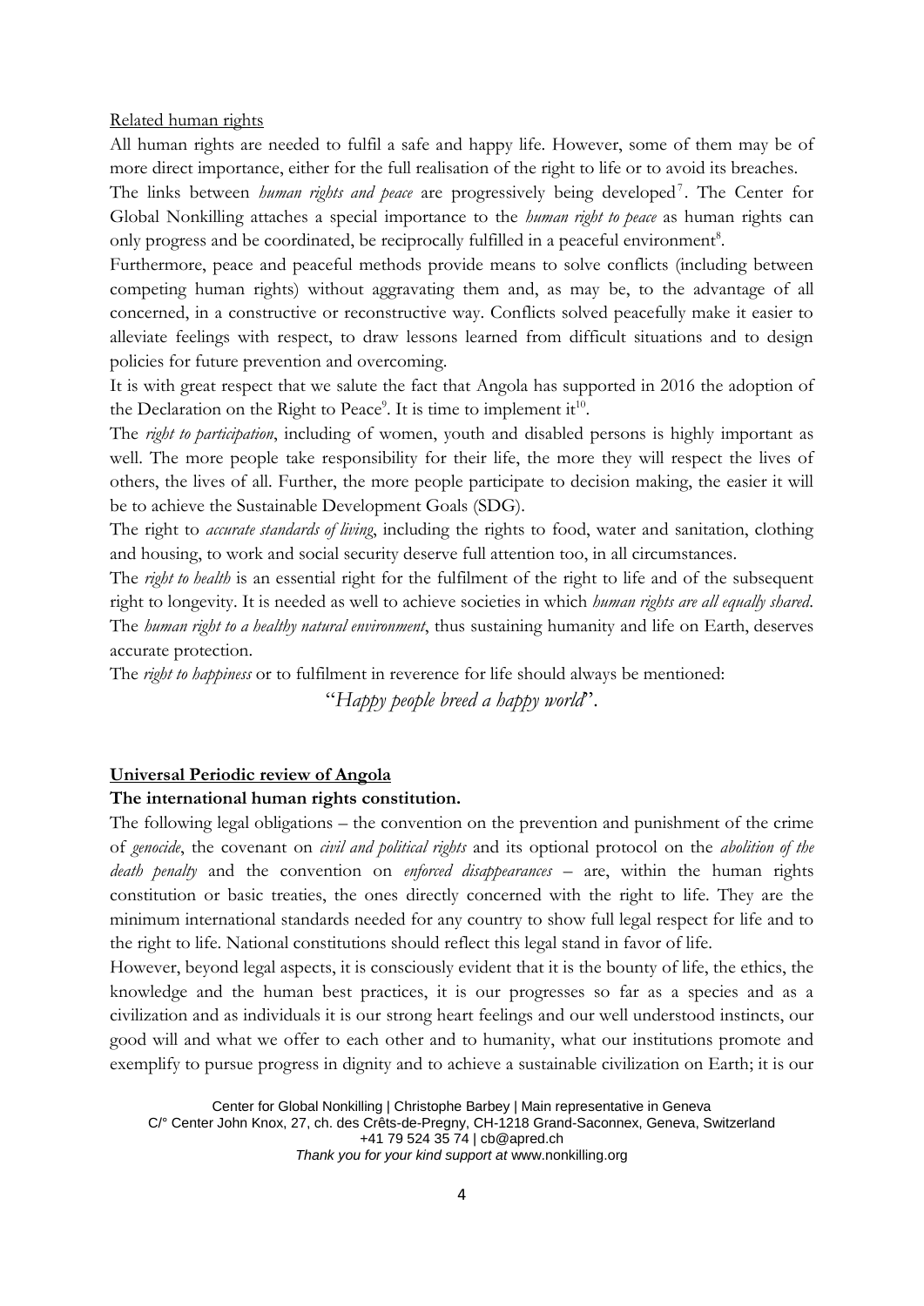Related human rights

All human rights are needed to fulfil a safe and happy life. However, some of them may be of more direct importance, either for the full realisation of the right to life or to avoid its breaches.

The links between *human rights and peace* are progressively being developed[7]. The Center for Global Nonkilling attaches a special importance to the *human right to peace* as human rights can only progress and be coordinated, be reciprocally fulfilled in a peaceful environment[8].

Furthermore, peace and peaceful methods provide means to solve conflicts (including between competing human rights) without aggravating them and, as may be, to the advantage of all concerned, in a constructive or reconstructive way. Conflicts solved peacefully make it easier to alleviate feelings with respect, to draw lessons learned from difficult situations and to design policies for future prevention and overcoming.

It is with great respect that we salute the fact that Angola has supported in 2016 the adoption of the Declaration on the Right to Peace[9]. It is time to implement it[10].

The *right to participation*, including of women, youth and disabled persons is highly important as well. The more people take responsibility for their life, the more they will respect the lives of others, the lives of all. Further, the more people participate to decision making, the easier it will be to achieve the Sustainable Development Goals (SDG).

The right to *accurate standards of living*, including the rights to food, water and sanitation, clothing and housing, to work and social security deserve full attention too, in all circumstances.

The *right to health* is an essential right for the fulfilment of the right to life and of the subsequent right to longevity. It is needed as well to achieve societies in which *human rights are all equally shared*.

The *human right to a healthy natural environment*, thus sustaining humanity and life on Earth, deserves accurate protection.

The *right to happiness* or to fulfilment in reverence for life should always be mentioned:

"*Happy people breed a happy world*".

## Universal Periodic review of Angola

### The international human rights constitution.

The following legal obligations – the convention on the prevention and punishment of the crime of *genocide*, the covenant on *civil and political rights* and its optional protocol on the *abolition of the death penalty* and the convention on *enforced disappearances* – are, within the human rights constitution or basic treaties, the ones directly concerned with the right to life. They are the minimum international standards needed for any country to show full legal respect for life and to the right to life. National constitutions should reflect this legal stand in favor of life.

However, beyond legal aspects, it is consciously evident that it is the bounty of life, the ethics, the knowledge and the human best practices, it is our progresses so far as a species and as a civilization and as individuals it is our strong heart feelings and our well understood instincts, our good will and what we offer to each other and to humanity, what our institutions promote and exemplify to pursue progress in dignity and to achieve a sustainable civilization on Earth; it is our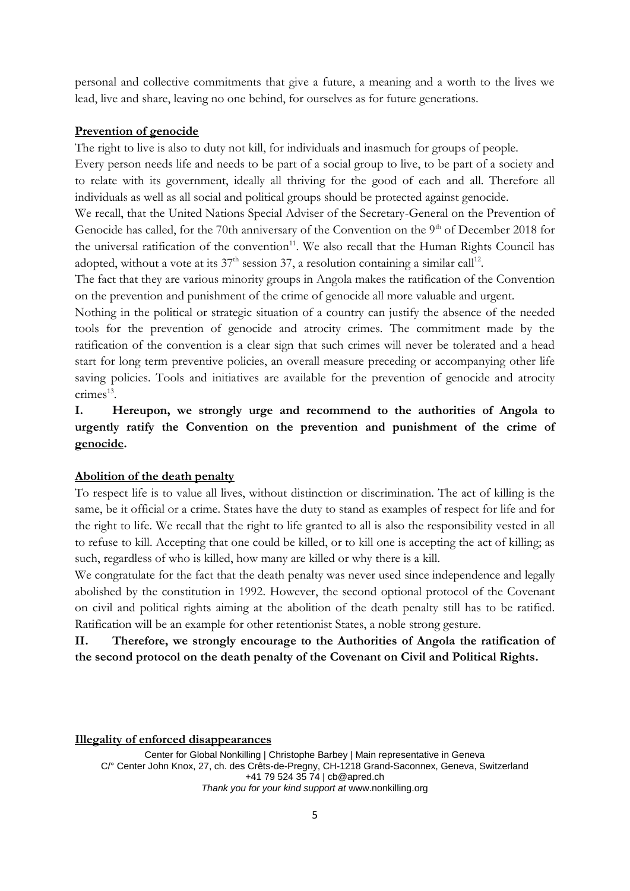personal and collective commitments that give a future, a meaning and a worth to the lives we lead, live and share, leaving no one behind, for ourselves as for future generations.

**Prevention of genocide**

The right to live is also to duty not kill, for individuals and inasmuch for groups of people.

Every person needs life and needs to be part of a social group to live, to be part of a society and to relate with its government, ideally all thriving for the good of each and all. Therefore all individuals as well as all social and political groups should be protected against genocide.

We recall, that the United Nations Special Adviser of the Secretary-General on the Prevention of Genocide has called, for the 70th anniversary of the Convention on the 9th of December 2018 for the universal ratification of the convention[11]. We also recall that the Human Rights Council has adopted, without a vote at its 37th session 37, a resolution containing a similar call[12].

The fact that they are various minority groups in Angola makes the ratification of the Convention on the prevention and punishment of the crime of genocide all more valuable and urgent.

Nothing in the political or strategic situation of a country can justify the absence of the needed tools for the prevention of genocide and atrocity crimes. The commitment made by the ratification of the convention is a clear sign that such crimes will never be tolerated and a head start for long term preventive policies, an overall measure preceding or accompanying other life saving policies. Tools and initiatives are available for the prevention of genocide and atrocity crimes[13].

**I. Hereupon, we strongly urge and recommend to the authorities of Angola to urgently ratify the Convention on the prevention and punishment of the crime of genocide.**

**Abolition of the death penalty**

To respect life is to value all lives, without distinction or discrimination. The act of killing is the same, be it official or a crime. States have the duty to stand as examples of respect for life and for the right to life. We recall that the right to life granted to all is also the responsibility vested in all to refuse to kill. Accepting that one could be killed, or to kill one is accepting the act of killing; as such, regardless of who is killed, how many are killed or why there is a kill.

We congratulate for the fact that the death penalty was never used since independence and legally abolished by the constitution in 1992. However, the second optional protocol of the Covenant on civil and political rights aiming at the abolition of the death penalty still has to be ratified. Ratification will be an example for other retentionist States, a noble strong gesture.

**II. Therefore, we strongly encourage to the Authorities of Angola the ratification of the second protocol on the death penalty of the Covenant on Civil and Political Rights.**

**Illegality of enforced disappearances**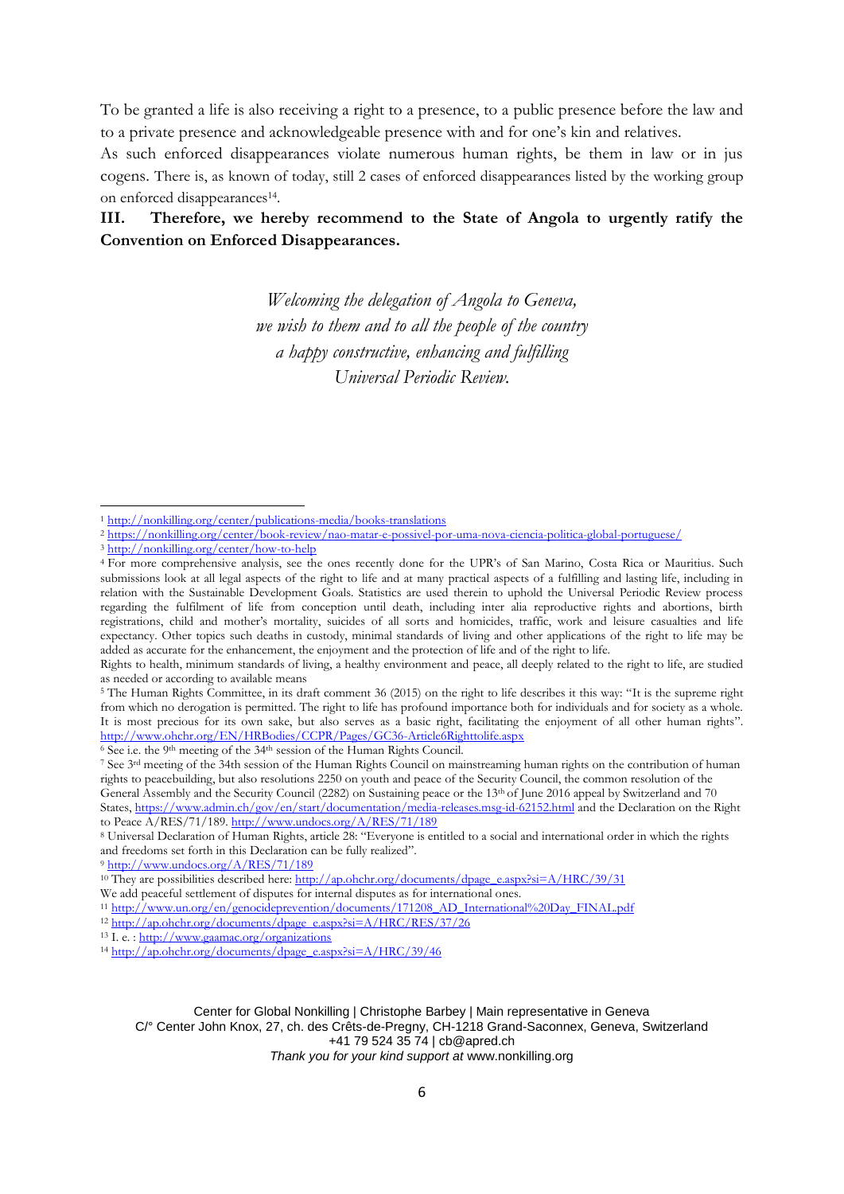To be granted a life is also receiving a right to a presence, to a public presence before the law and to a private presence and acknowledgeable presence with and for one's kin and relatives.

As such enforced disappearances violate numerous human rights, be them in law or in jus cogens. There is, as known of today, still 2 cases of enforced disappearances listed by the working group on enforced disappearances[14].

**III. Therefore, we hereby recommend to the State of Angola to urgently ratify the Convention on Enforced Disappearances.**

*Welcoming the delegation of Angola to Geneva,*
*we wish to them and to all the people of the country*
*a happy constructive, enhancing and fulfilling*
*Universal Periodic Review.*

---

[1] http://nonkilling.org/center/publications-media/books-translations

[2] https://nonkilling.org/center/book-review/nao-matar-e-possivel-por-uma-nova-ciencia-politica-global-portuguese/

[3] http://nonkilling.org/center/how-to-help

[4] For more comprehensive analysis, see the ones recently done for the UPR's of San Marino, Costa Rica or Mauritius. Such submissions look at all legal aspects of the right to life and at many practical aspects of a fulfilling and lasting life, including in relation with the Sustainable Development Goals. Statistics are used therein to uphold the Universal Periodic Review process regarding the fulfilment of life from conception until death, including inter alia reproductive rights and abortions, birth registrations, child and mother's mortality, suicides of all sorts and homicides, traffic, work and leisure casualties and life expectancy. Other topics such deaths in custody, minimal standards of living and other applications of the right to life may be added as accurate for the enhancement, the enjoyment and the protection of life and of the right to life.

Rights to health, minimum standards of living, a healthy environment and peace, all deeply related to the right to life, are studied as needed or according to available means

[5] The Human Rights Committee, in its draft comment 36 (2015) on the right to life describes it this way: "It is the supreme right from which no derogation is permitted. The right to life has profound importance both for individuals and for society as a whole. It is most precious for its own sake, but also serves as a basic right, facilitating the enjoyment of all other human rights". http://www.ohchr.org/EN/HRBodies/CCPR/Pages/GC36-Article6Righttolife.aspx

[6] See i.e. the 9th meeting of the 34th session of the Human Rights Council.

[7] See 3rd meeting of the 34th session of the Human Rights Council on mainstreaming human rights on the contribution of human rights to peacebuilding, but also resolutions 2250 on youth and peace of the Security Council, the common resolution of the General Assembly and the Security Council (2282) on Sustaining peace or the 13th of June 2016 appeal by Switzerland and 70 States, https://www.admin.ch/gov/en/start/documentation/media-releases.msg-id-62152.html and the Declaration on the Right to Peace A/RES/71/189. http://www.undocs.org/A/RES/71/189

[8] Universal Declaration of Human Rights, article 28: "Everyone is entitled to a social and international order in which the rights and freedoms set forth in this Declaration can be fully realized".

[9] http://www.undocs.org/A/RES/71/189

[10] They are possibilities described here: http://ap.ohchr.org/documents/dpage_e.aspx?si=A/HRC/39/31

We add peaceful settlement of disputes for internal disputes as for international ones.

[11] http://www.un.org/en/genocideprevention/documents/171208_AD_International%20Day_FINAL.pdf

[12] http://ap.ohchr.org/documents/dpage_e.aspx?si=A/HRC/RES/37/26

[13] I. e. : http://www.gaamac.org/organizations

[14] http://ap.ohchr.org/documents/dpage_e.aspx?si=A/HRC/39/46

Center for Global Nonkilling | Christophe Barbey | Main representative in Geneva
C/° Center John Knox, 27, ch. des Crêts-de-Pregny, CH-1218 Grand-Saconnex, Geneva, Switzerland
+41 79 524 35 74 | cb@apred.ch
*Thank you for your kind support at* www.nonkilling.org